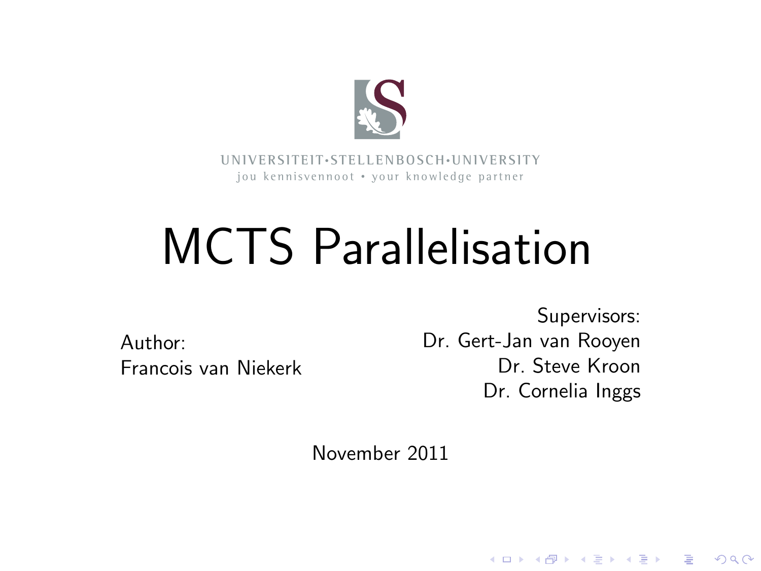UNIVERSITEIT·STELLENBOSCH·UNIVERSITY
jou kennisvennoot • your knowledge partner

# MCTS Parallelisation

Author:
Francois van Niekerk

Supervisors:
Dr. Gert-Jan van Rooyen
Dr. Steve Kroon
Dr. Cornelia Inggs

November 2011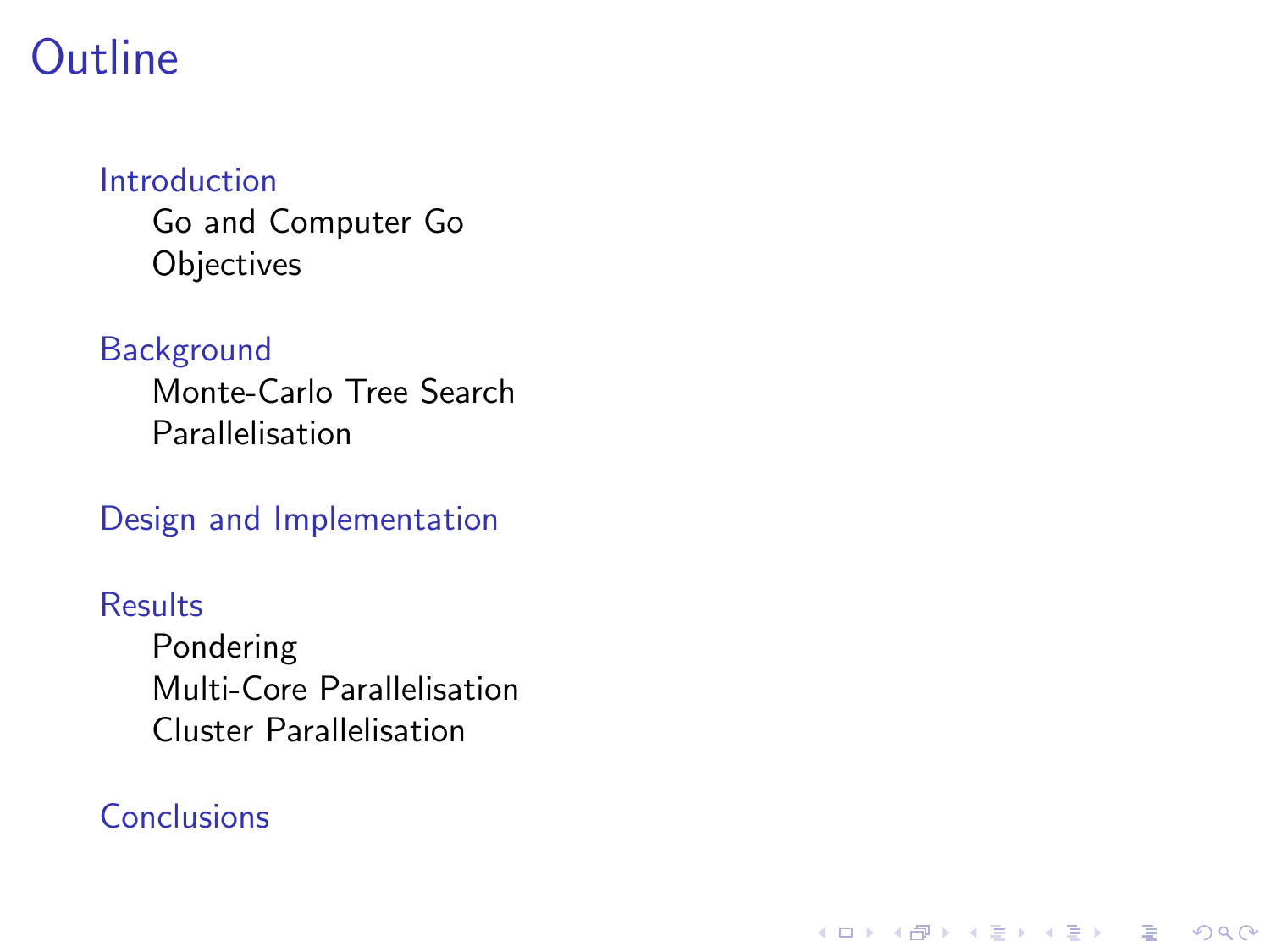# Outline

- Introduction
  - Go and Computer Go
  - Objectives
- Background
  - Monte-Carlo Tree Search
  - Parallelisation
- Design and Implementation
- Results
  - Pondering
  - Multi-Core Parallelisation
  - Cluster Parallelisation
- Conclusions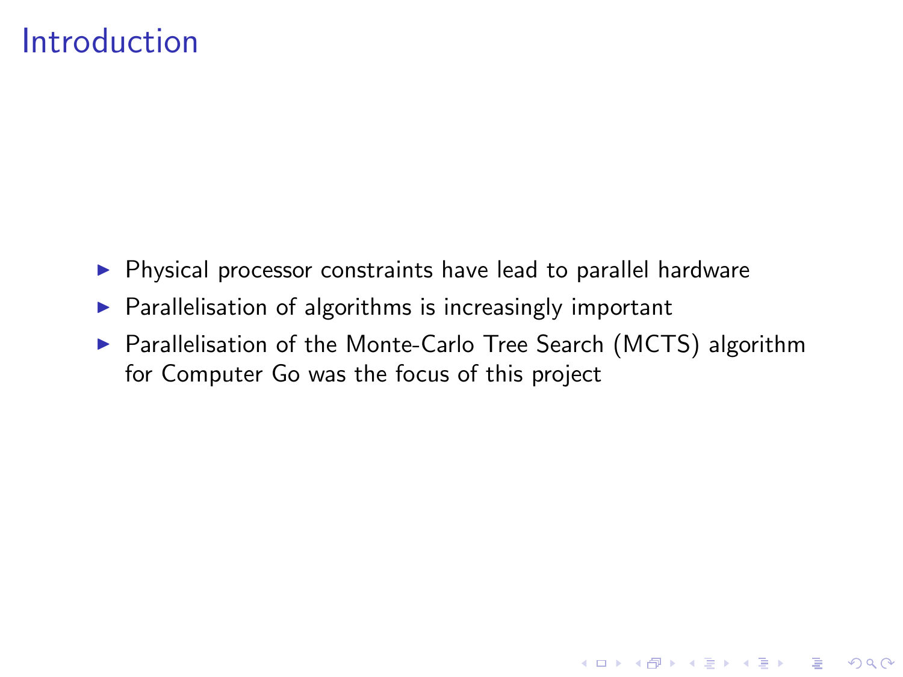# Introduction

- Physical processor constraints have lead to parallel hardware
- Parallelisation of algorithms is increasingly important
- Parallelisation of the Monte-Carlo Tree Search (MCTS) algorithm for Computer Go was the focus of this project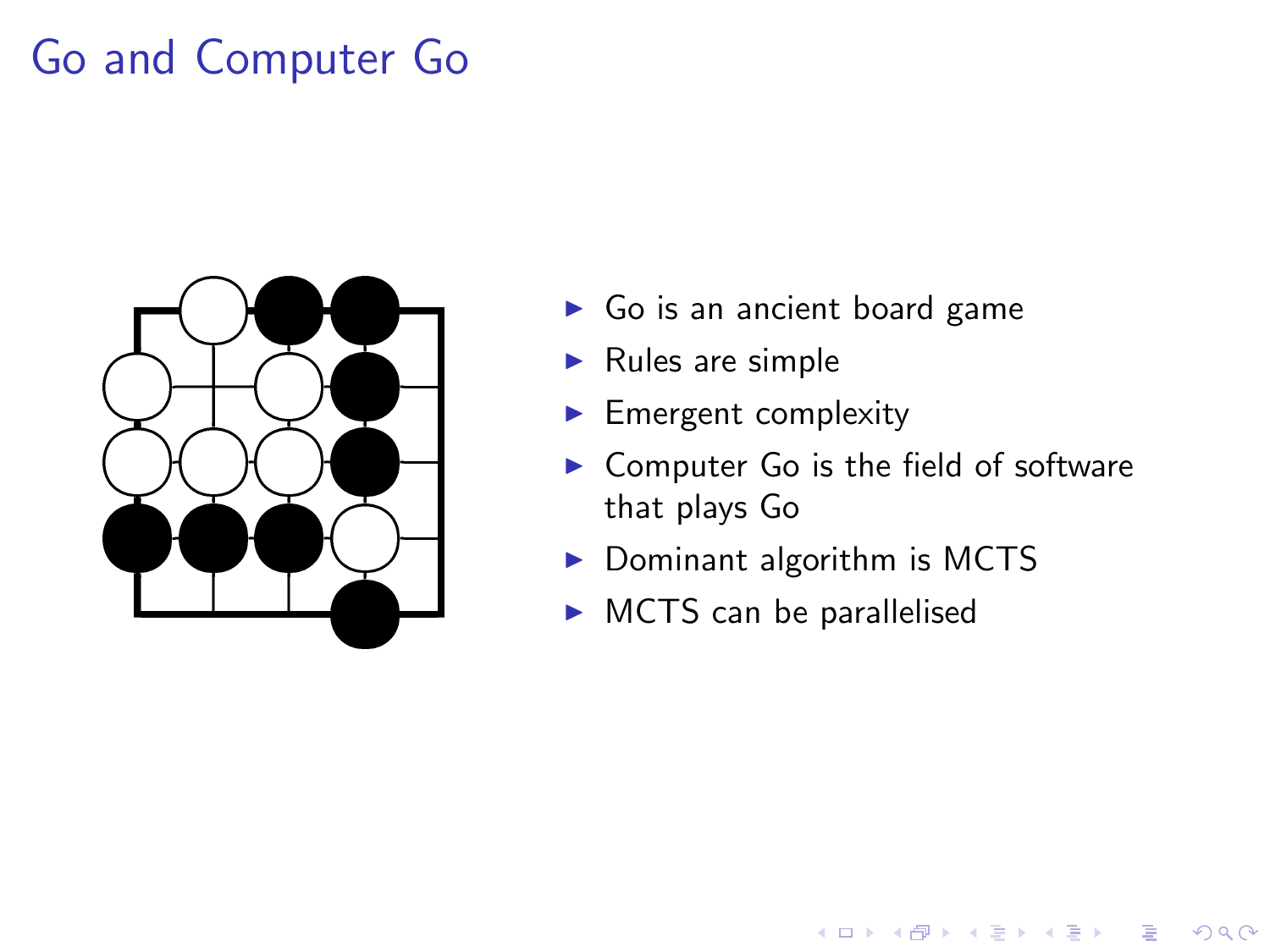# Go and Computer Go

- Go is an ancient board game
- Rules are simple
- Emergent complexity
- Computer Go is the field of software that plays Go
- Dominant algorithm is MCTS
- MCTS can be parallelised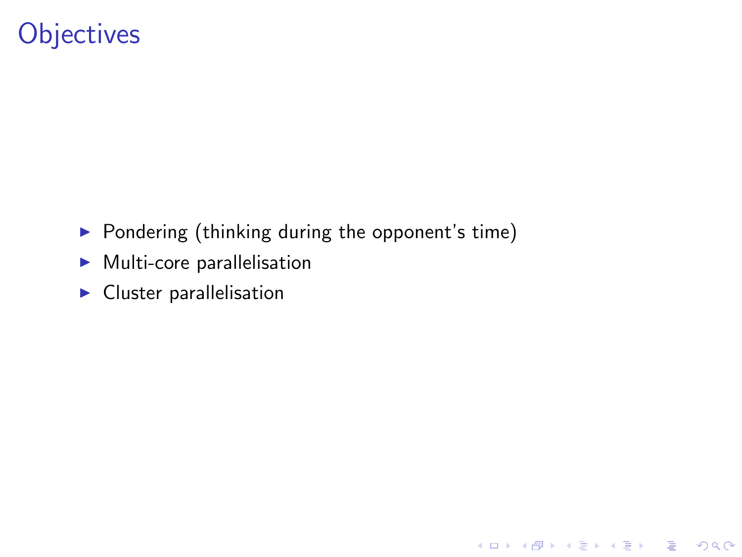# Objectives

- Pondering (thinking during the opponent's time)
- Multi-core parallelisation
- Cluster parallelisation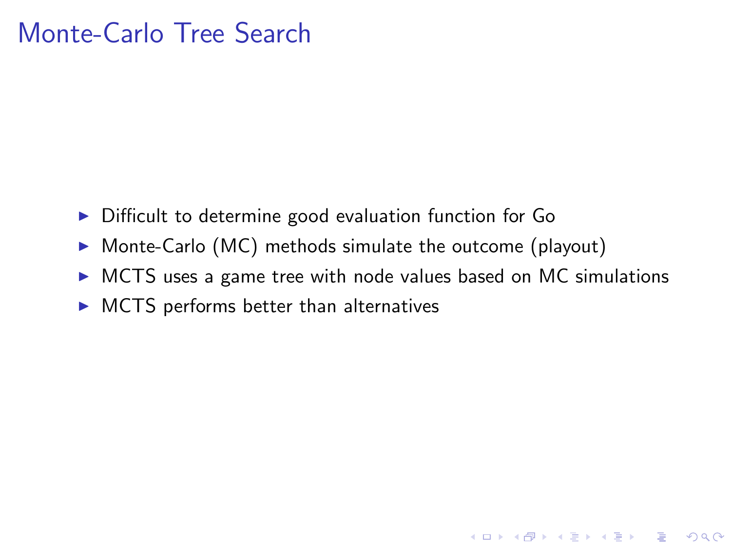# Monte-Carlo Tree Search

- Difficult to determine good evaluation function for Go
- Monte-Carlo (MC) methods simulate the outcome (playout)
- MCTS uses a game tree with node values based on MC simulations
- MCTS performs better than alternatives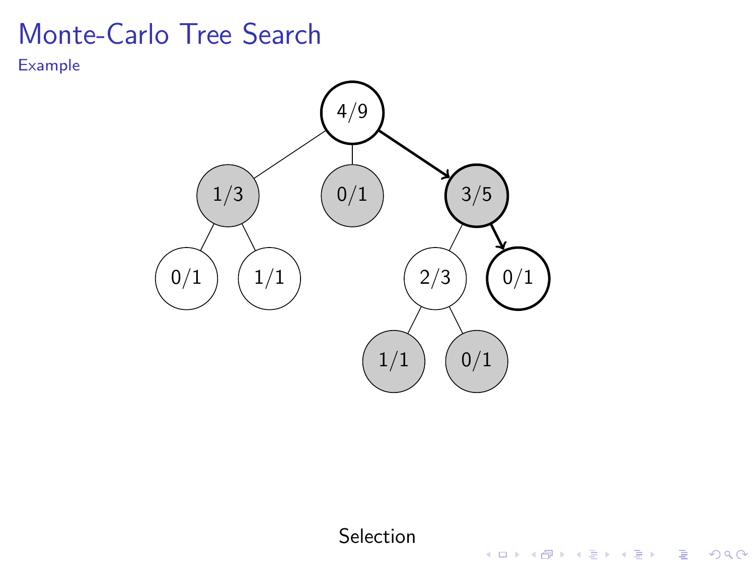# Monte-Carlo Tree Search

## Example

Selection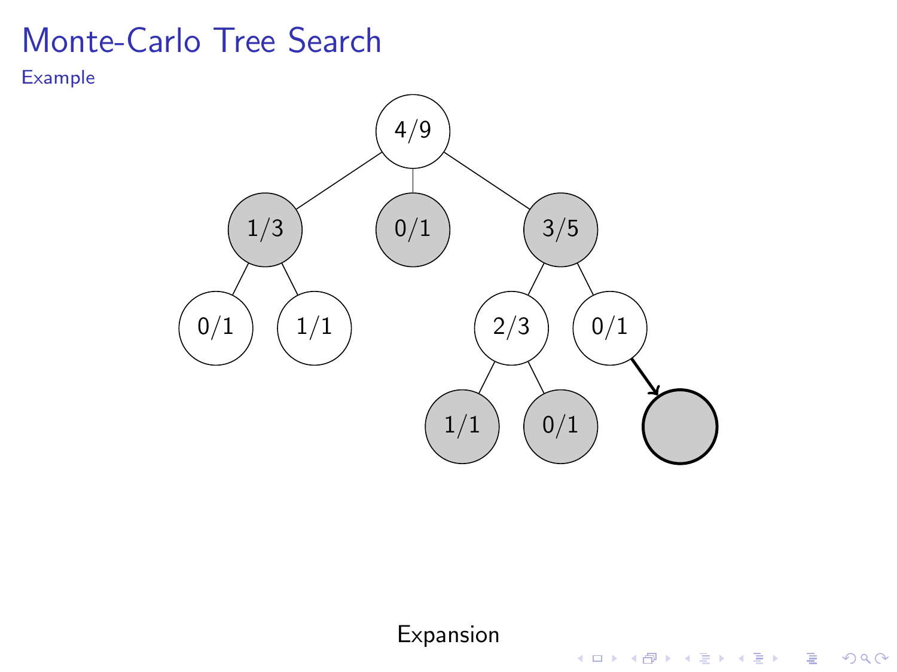# Monte-Carlo Tree Search

## Example

4/9

1/3 0/1 3/5

0/1 1/1 2/3 0/1

1/1 0/1

Expansion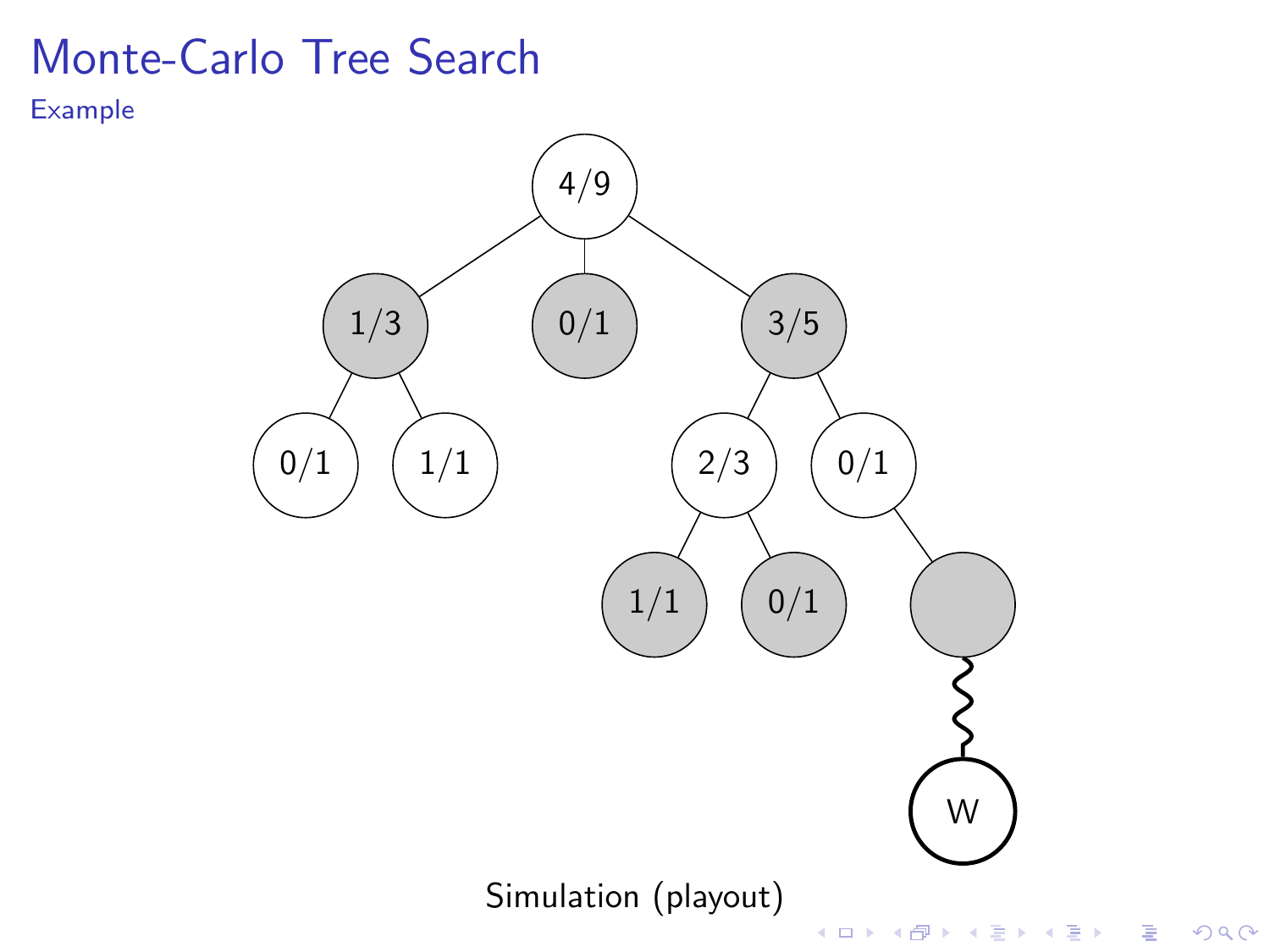# Monte-Carlo Tree Search

## Example

Simulation (playout)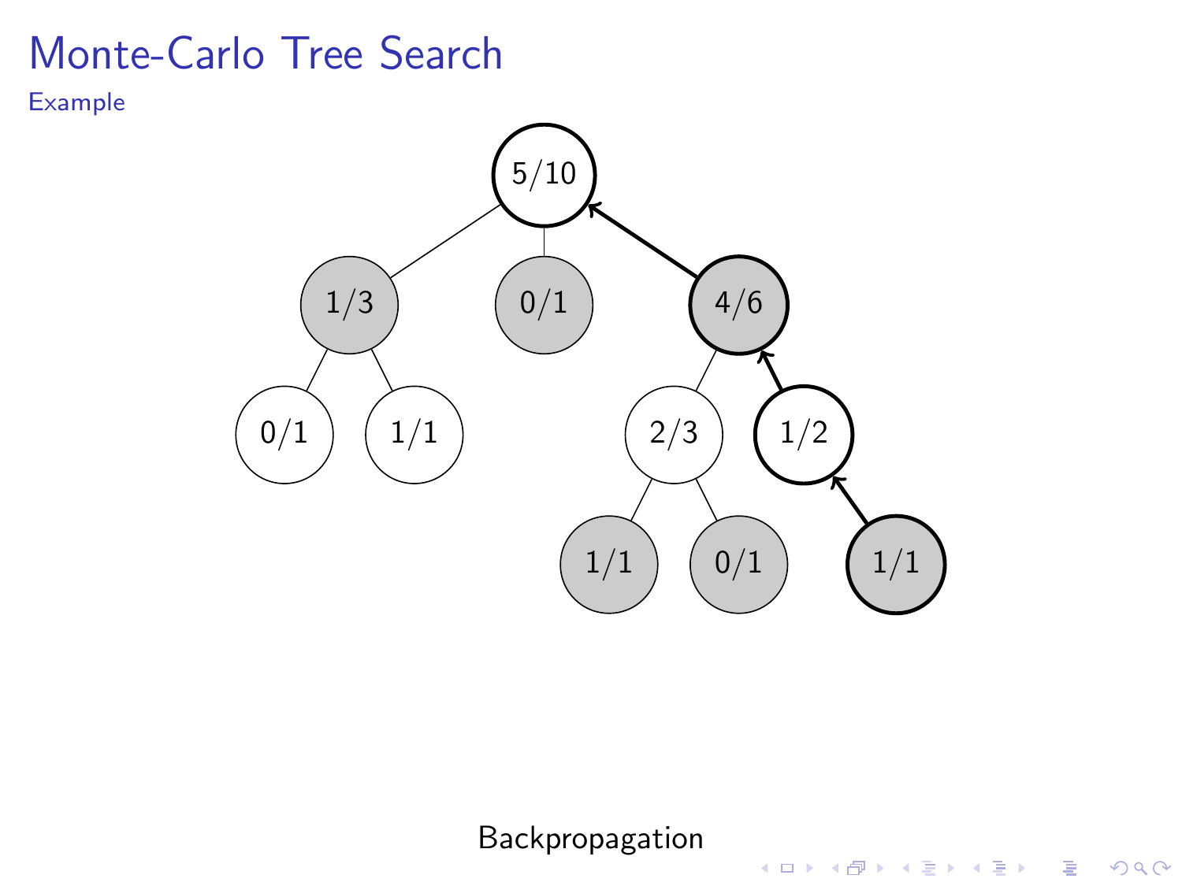# Monte-Carlo Tree Search

## Example

Backpropagation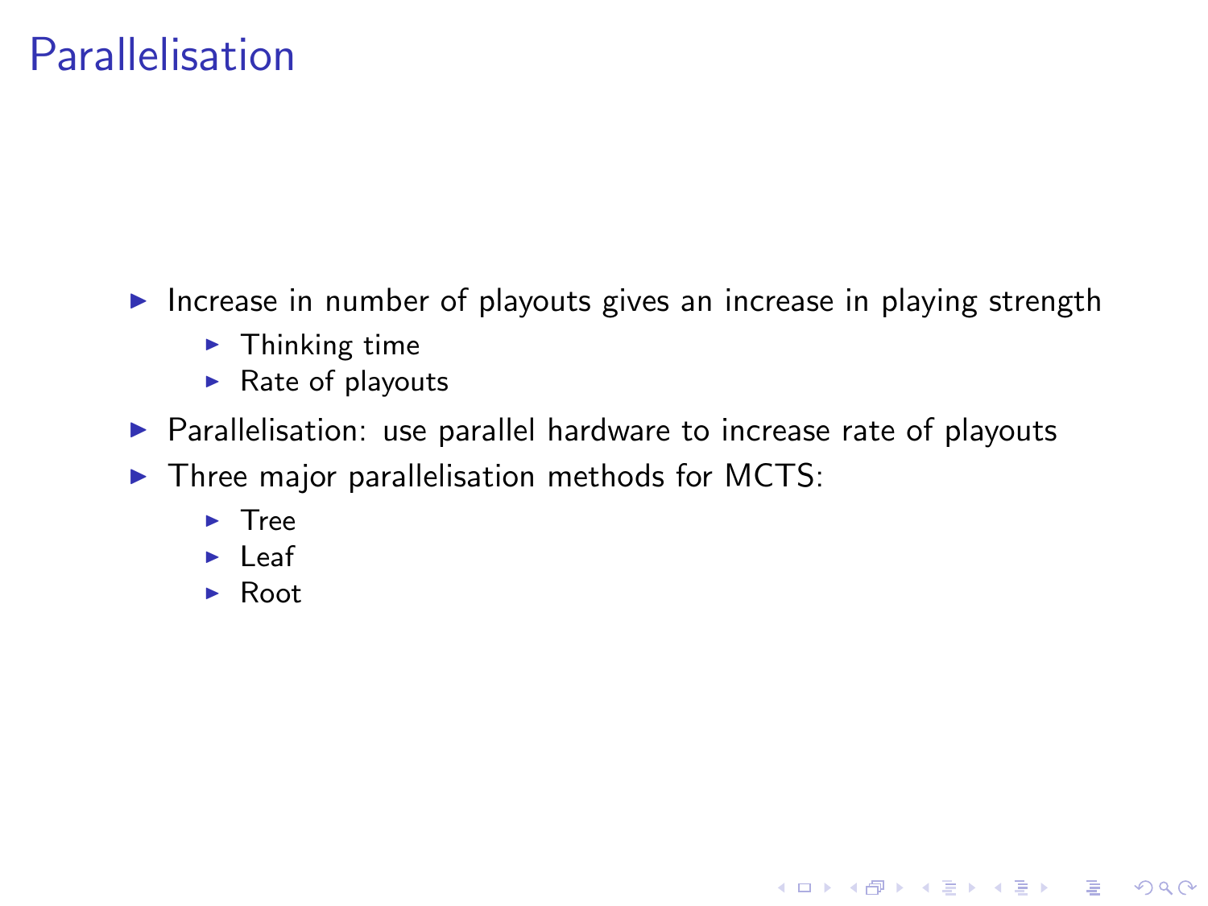# Parallelisation

- Increase in number of playouts gives an increase in playing strength
  - Thinking time
  - Rate of playouts
- Parallelisation: use parallel hardware to increase rate of playouts
- Three major parallelisation methods for MCTS:
  - Tree
  - Leaf
  - Root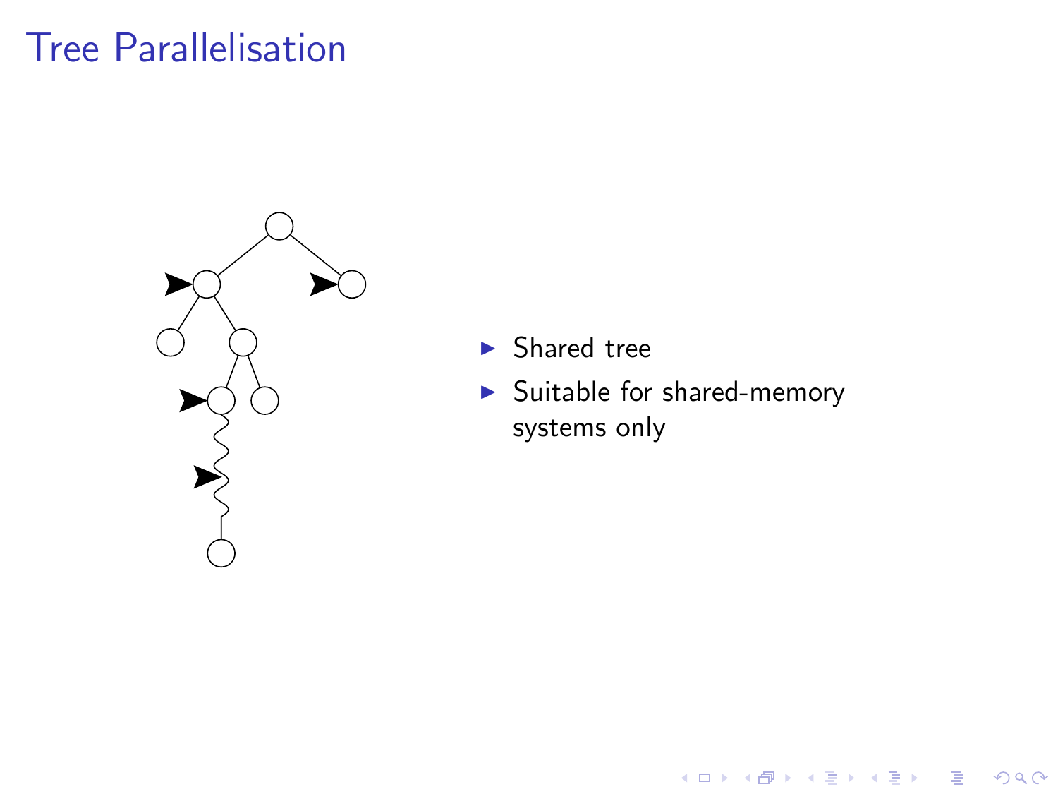# Tree Parallelisation

- Shared tree
- Suitable for shared-memory systems only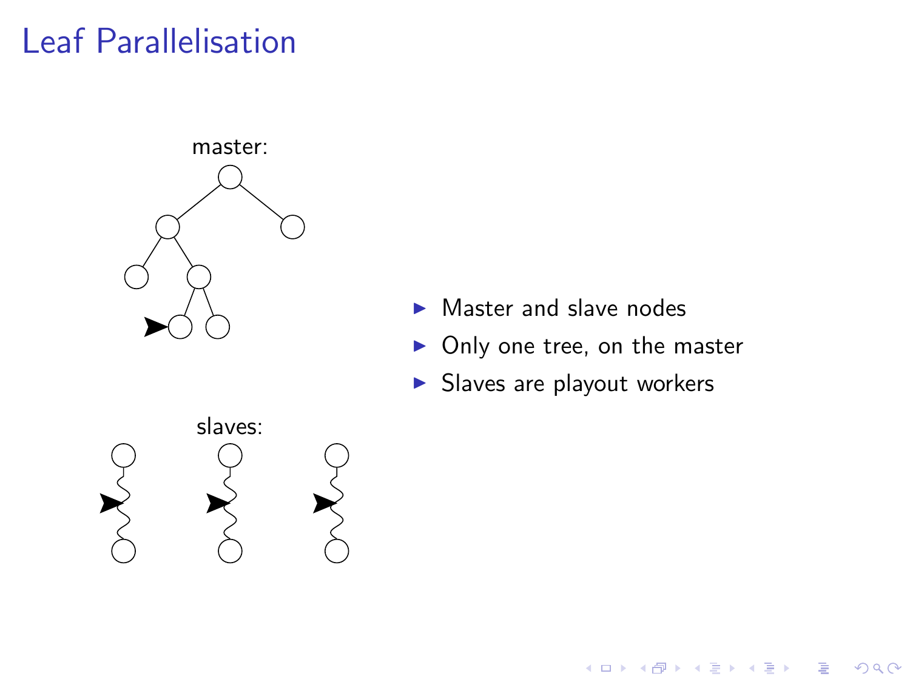# Leaf Parallelisation

master:

slaves:

- Master and slave nodes
- Only one tree, on the master
- Slaves are playout workers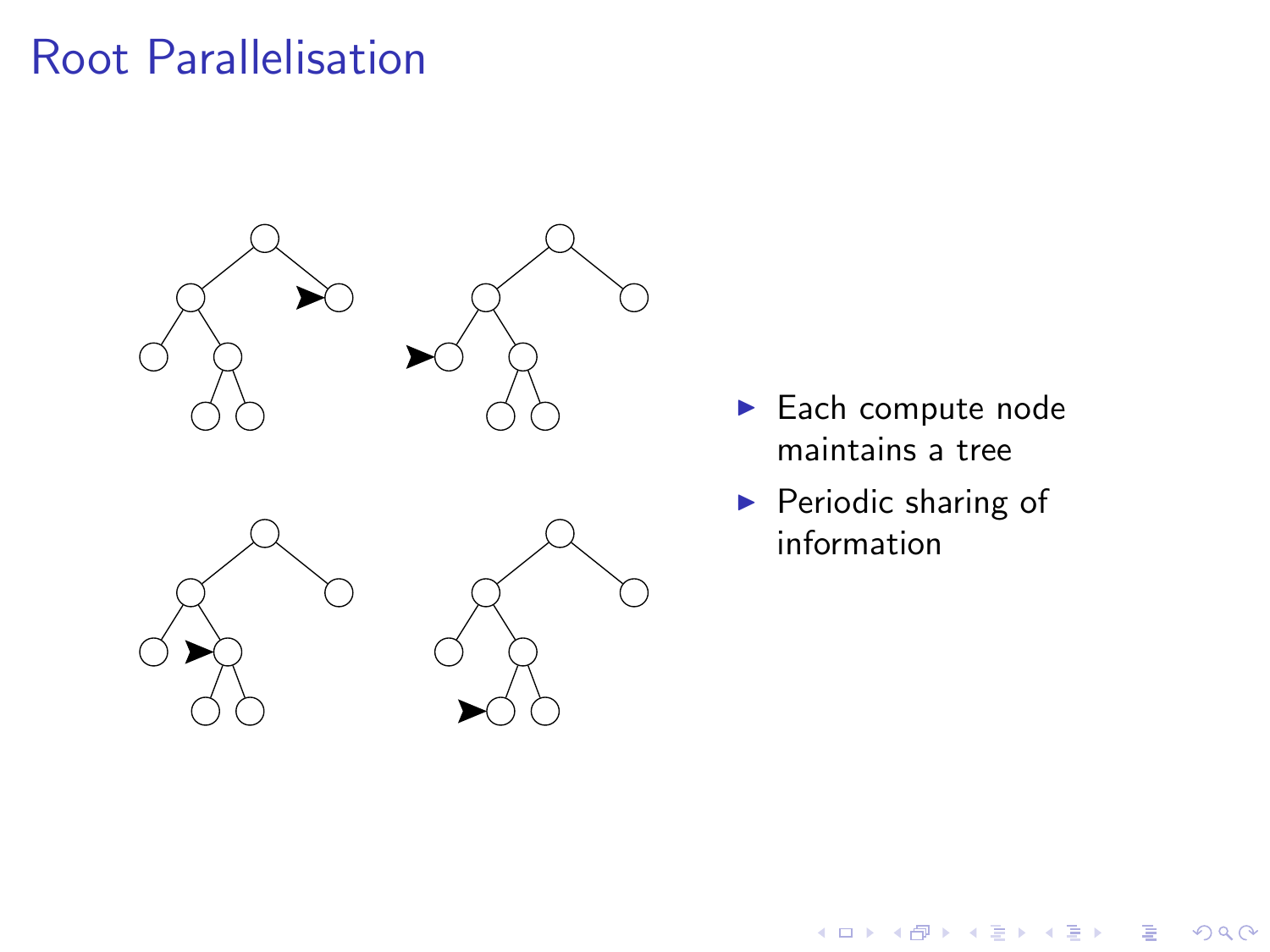# Root Parallelisation

- Each compute node maintains a tree
- Periodic sharing of information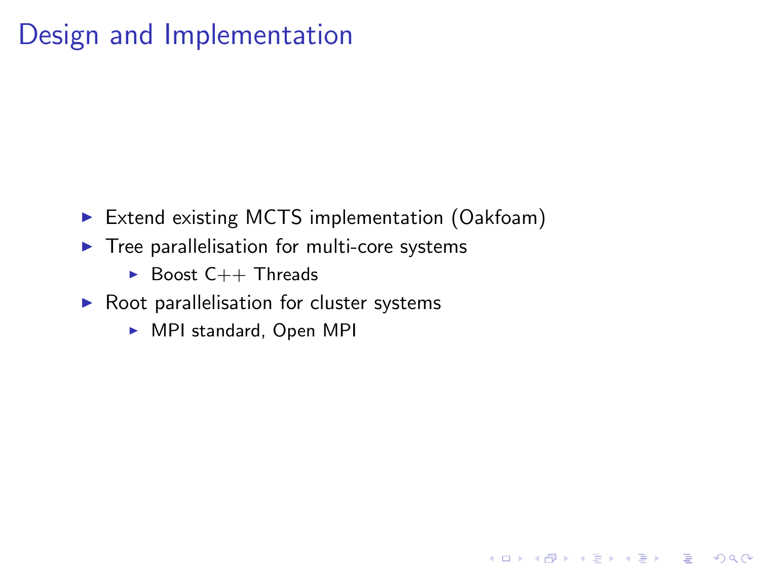# Design and Implementation

- Extend existing MCTS implementation (Oakfoam)
- Tree parallelisation for multi-core systems
  - Boost C++ Threads
- Root parallelisation for cluster systems
  - MPI standard, Open MPI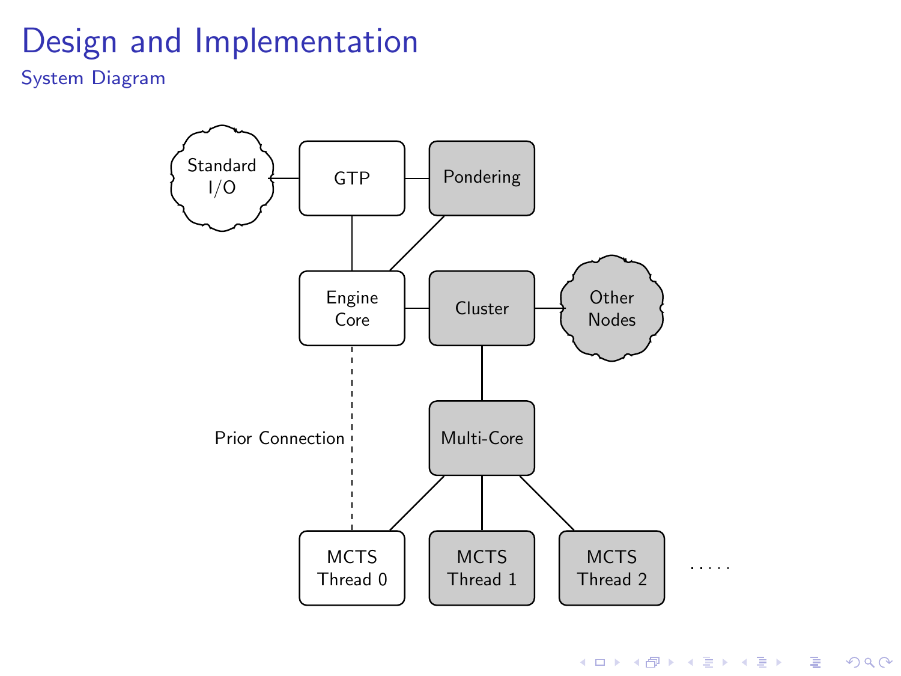# Design and Implementation

## System Diagram

Standard I/O

GTP

Pondering

Engine Core

Cluster

Other Nodes

Multi-Core

Prior Connection

MCTS Thread 0

MCTS Thread 1

MCTS Thread 2

. . . . .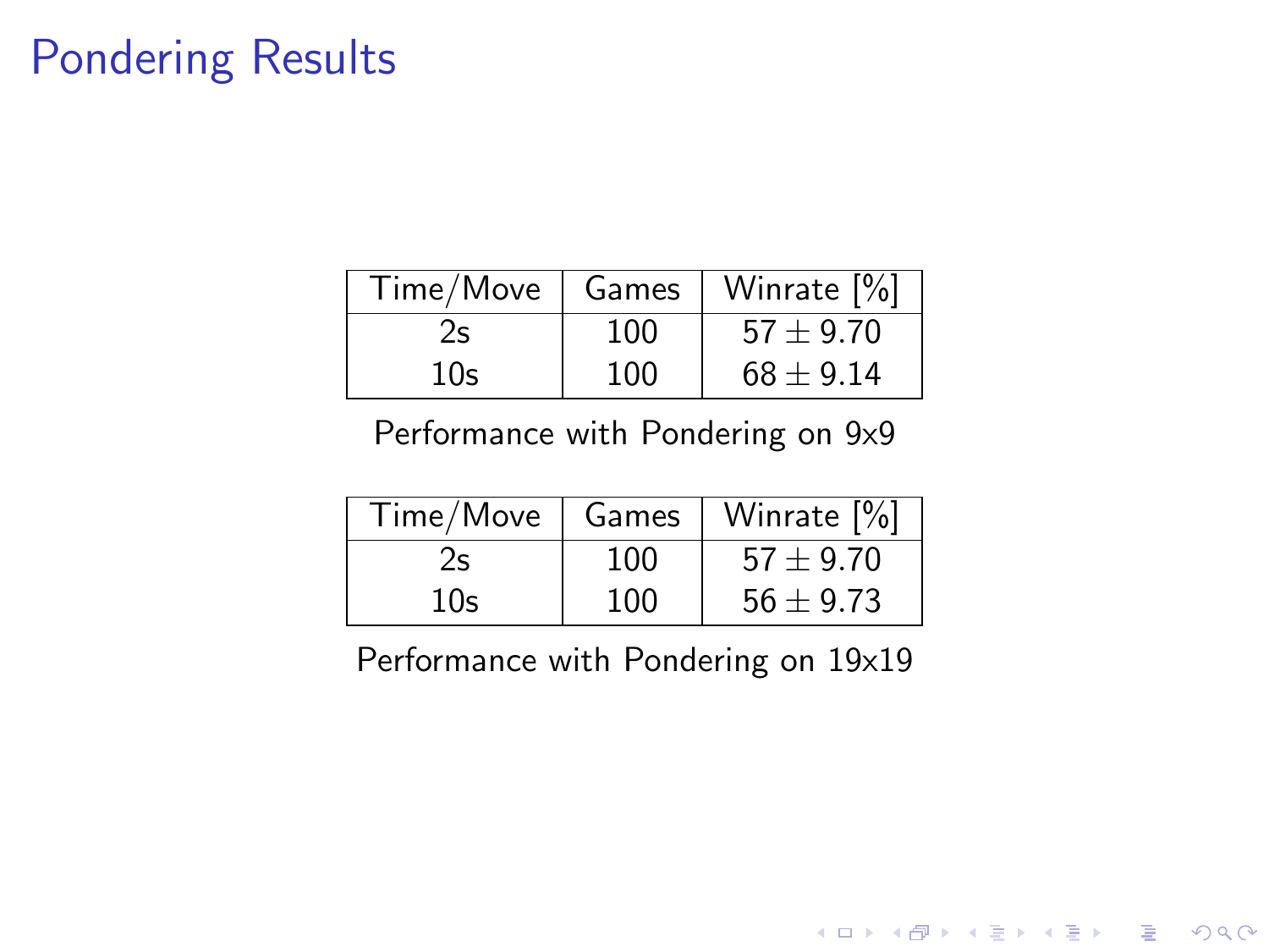# Pondering Results

| Time/Move | Games | Winrate [%] |
|---|---|---|
| 2s | 100 | $57 \pm 9.70$ |
| 10s | 100 | $68 \pm 9.14$ |

Performance with Pondering on 9x9

| Time/Move | Games | Winrate [%] |
|---|---|---|
| 2s | 100 | $57 \pm 9.70$ |
| 10s | 100 | $56 \pm 9.73$ |

Performance with Pondering on 19x19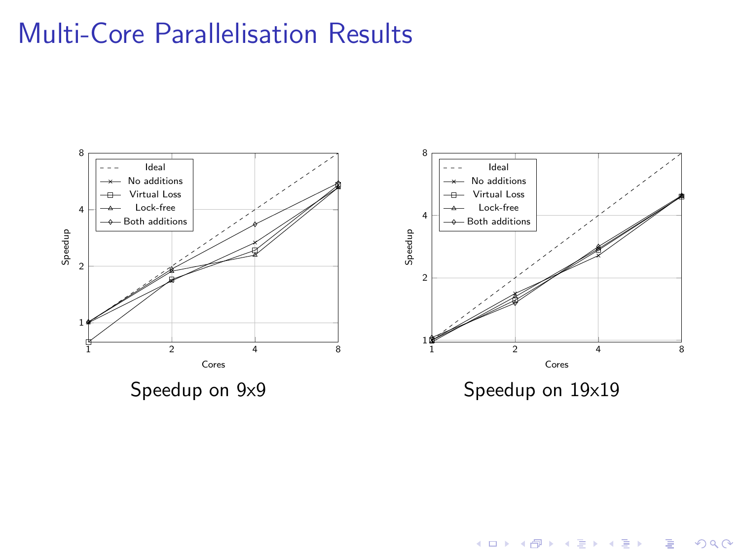# Multi-Core Parallelisation Results

Speedup on 9x9

Speedup on 19x19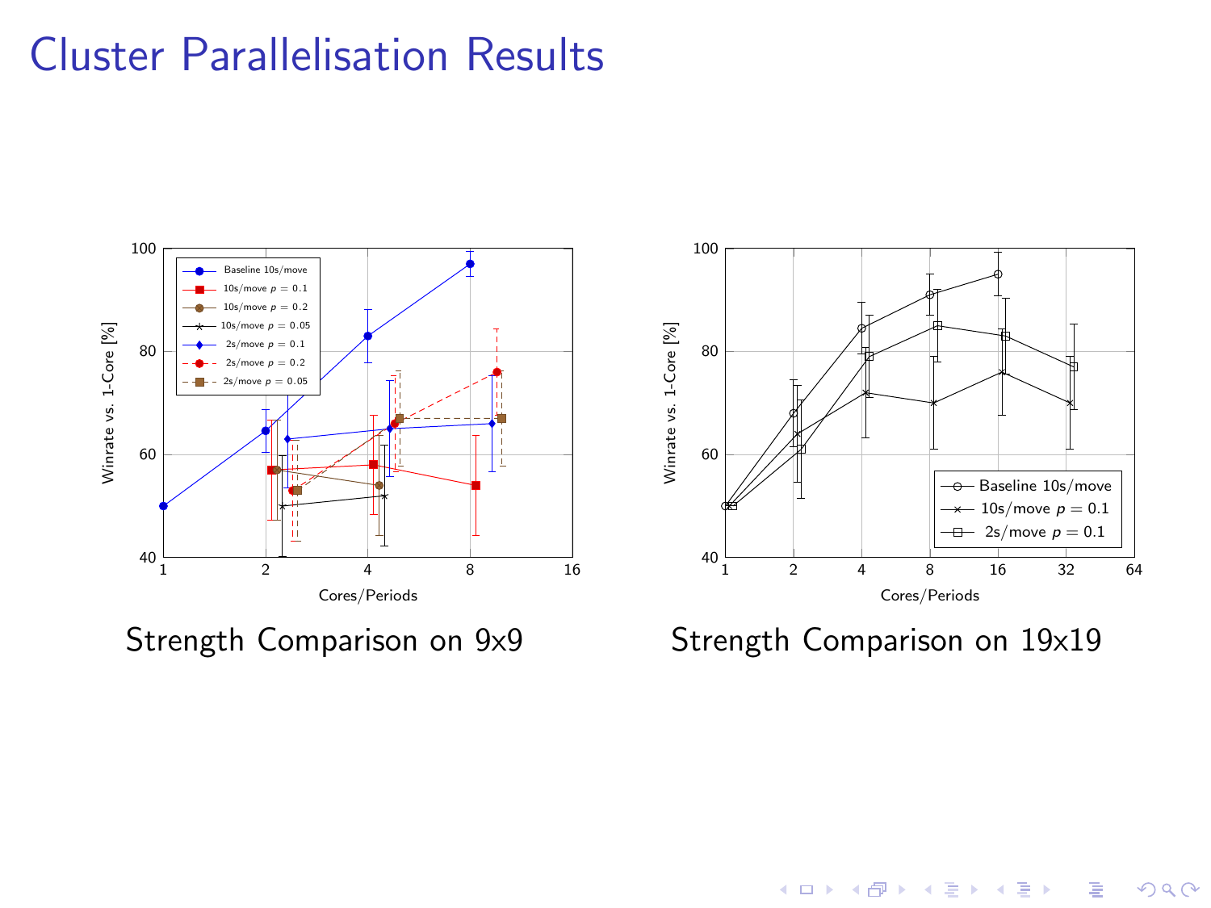# Cluster Parallelisation Results

Strength Comparison on 9x9

Strength Comparison on 19x19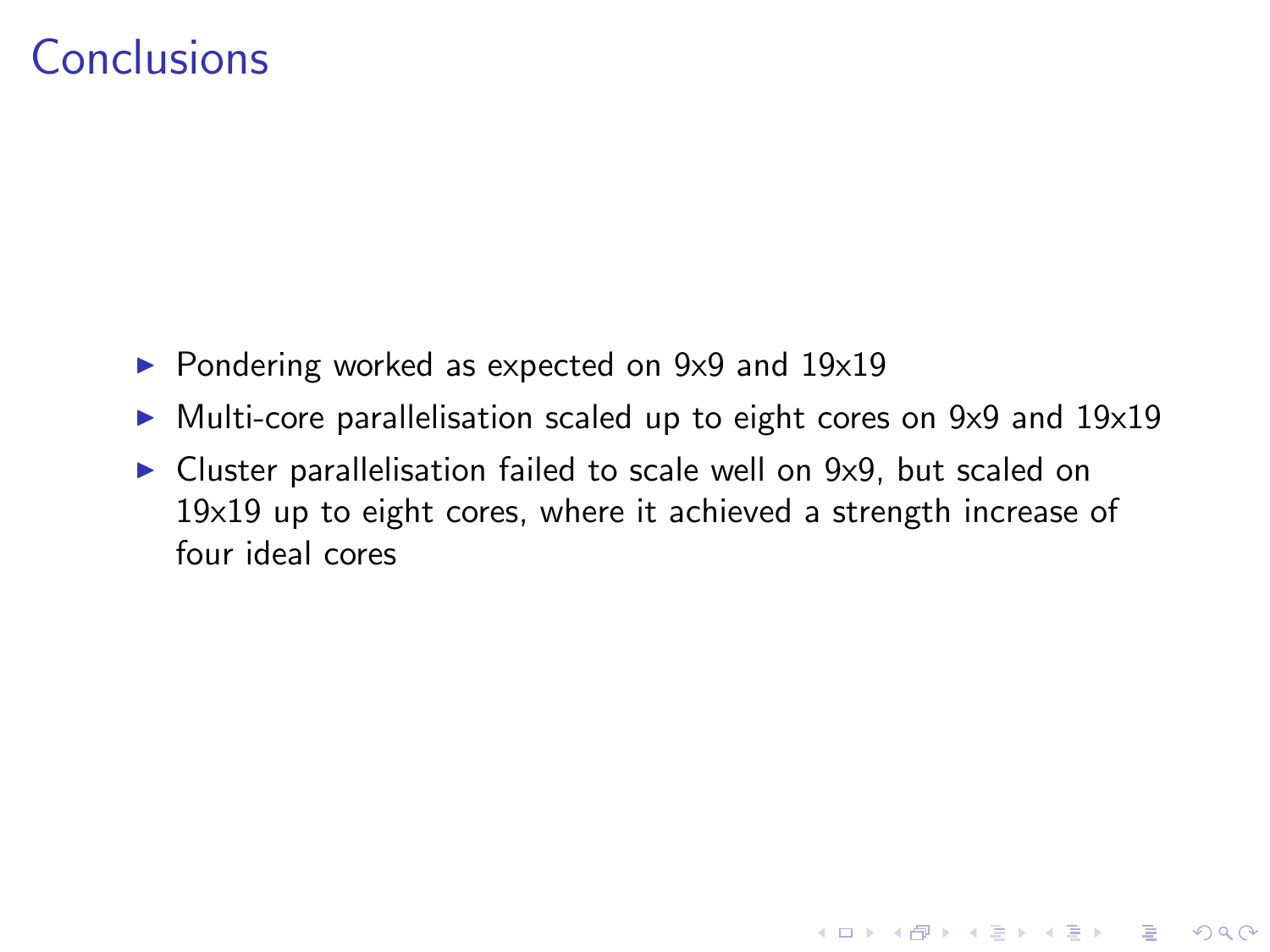# Conclusions

- Pondering worked as expected on 9x9 and 19x19
- Multi-core parallelisation scaled up to eight cores on 9x9 and 19x19
- Cluster parallelisation failed to scale well on 9x9, but scaled on 19x19 up to eight cores, where it achieved a strength increase of four ideal cores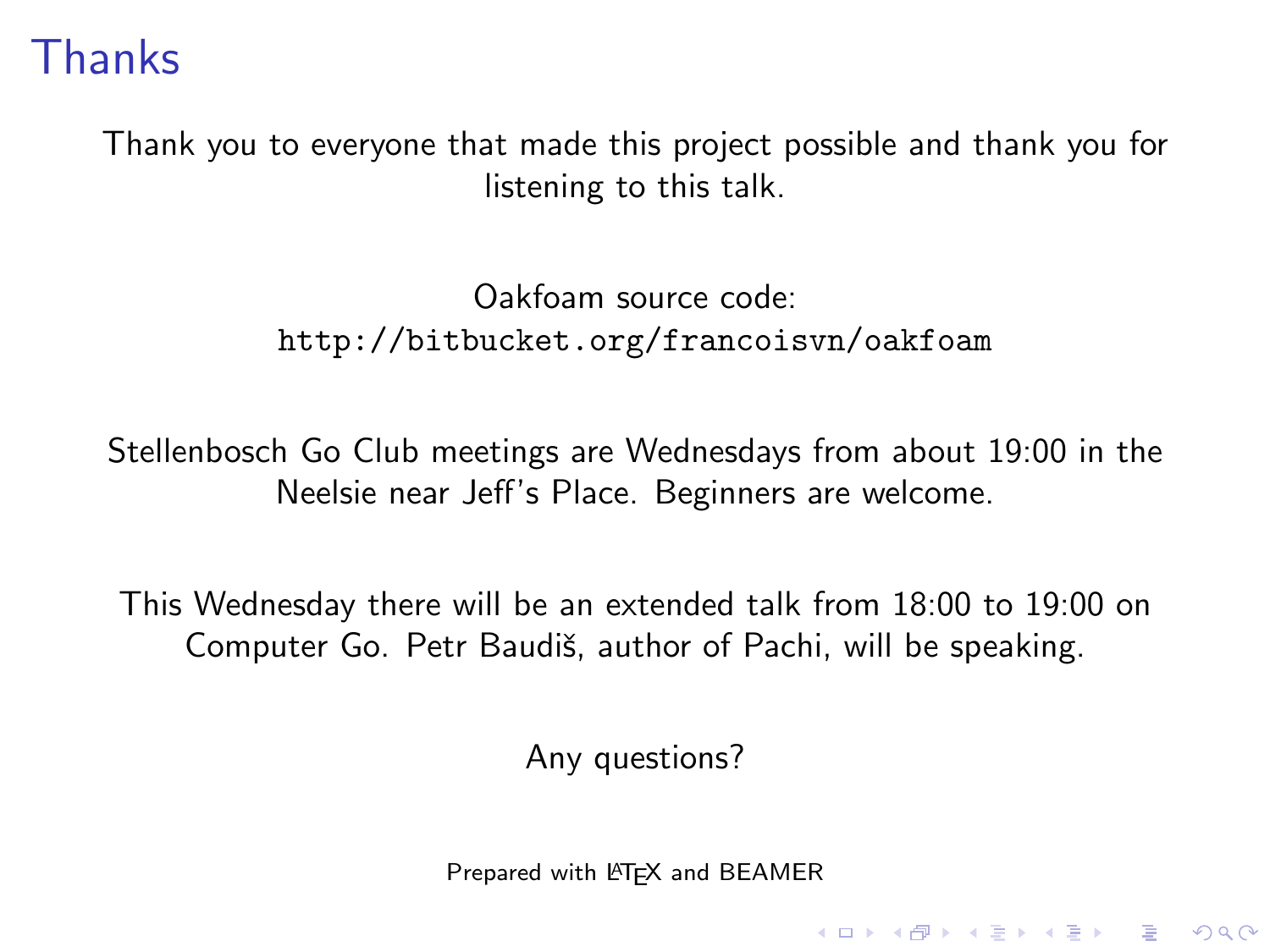# Thanks

Thank you to everyone that made this project possible and thank you for listening to this talk.

Oakfoam source code:
`http://bitbucket.org/francoisvn/oakfoam`

Stellenbosch Go Club meetings are Wednesdays from about 19:00 in the Neelsie near Jeff's Place. Beginners are welcome.

This Wednesday there will be an extended talk from 18:00 to 19:00 on Computer Go. Petr Baudiš, author of Pachi, will be speaking.

Any questions?

Prepared with LaTeX and BEAMER